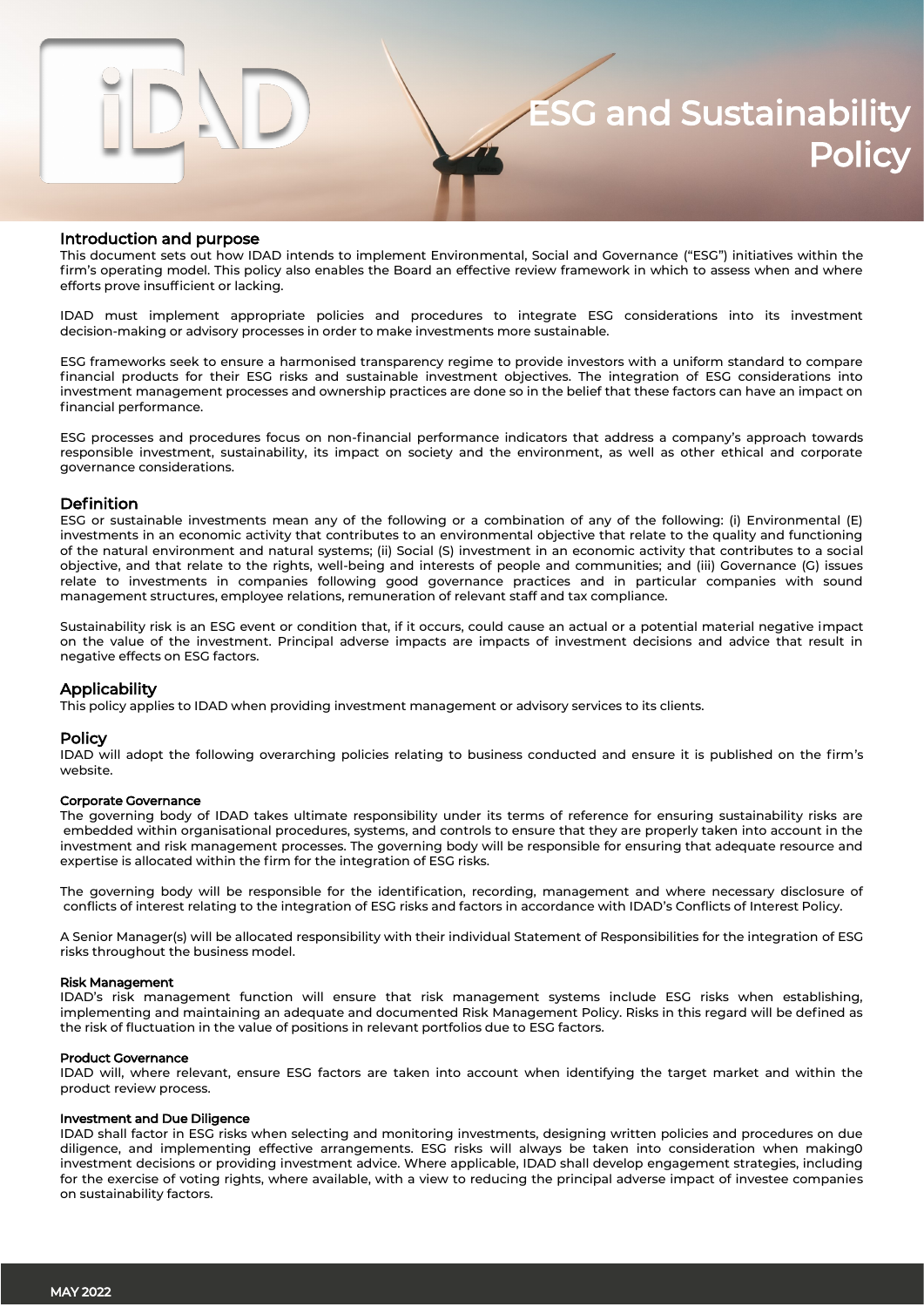# ESG and Sustainability Policy

## Introduction and purpose

This document sets out how IDAD intends to implement Environmental, Social and Governance ("ESG") initiatives within the firm's operating model. This policy also enables the Board an effective review framework in which to assess when and where efforts prove insufficient or lacking.

IDAD must implement appropriate policies and procedures to integrate ESG considerations into its investment decision-making or advisory processes in order to make investments more sustainable.

ESG frameworks seek to ensure a harmonised transparency regime to provide investors with a uniform standard to compare financial products for their ESG risks and sustainable investment objectives. The integration of ESG considerations into investment management processes and ownership practices are done so in the belief that these factors can have an impact on financial performance.

ESG processes and procedures focus on non-financial performance indicators that address a company's approach towards responsible investment, sustainability, its impact on society and the environment, as well as other ethical and corporate governance considerations.

## Definition

ESG or sustainable investments mean any of the following or a combination of any of the following: (i) Environmental (E) investments in an economic activity that contributes to an environmental objective that relate to the quality and functioning of the natural environment and natural systems; (ii) Social (S) investment in an economic activity that contributes to a social objective, and that relate to the rights, well-being and interests of people and communities; and (iii) Governance (G) issues relate to investments in companies following good governance practices and in particular companies with sound management structures, employee relations, remuneration of relevant staff and tax compliance.

Sustainability risk is an ESG event or condition that, if it occurs, could cause an actual or a potential material negative impact on the value of the investment. Principal adverse impacts are impacts of investment decisions and advice that result in negative effects on ESG factors.

## Applicability

This policy applies to IDAD when providing investment management or advisory services to its clients.

## Policy

IDAD will adopt the following overarching policies relating to business conducted and ensure it is published on the firm's website.

### Corporate Governance

The governing body of IDAD takes ultimate responsibility under its terms of reference for ensuring sustainability risks are embedded within organisational procedures, systems, and controls to ensure that they are properly taken into account in the investment and risk management processes. The governing body will be responsible for ensuring that adequate resource and expertise is allocated within the firm for the integration of ESG risks.

The governing body will be responsible for the identification, recording, management and where necessary disclosure of conflicts of interest relating to the integration of ESG risks and factors in accordance with IDAD's Conflicts of Interest Policy.

A Senior Manager(s) will be allocated responsibility with their individual Statement of Responsibilities for the integration of ESG risks throughout the business model.

### Risk Management

IDAD's risk management function will ensure that risk management systems include ESG risks when establishing, implementing and maintaining an adequate and documented Risk Management Policy. Risks in this regard will be defined as the risk of fluctuation in the value of positions in relevant portfolios due to ESG factors.

### Product Governance

IDAD will, where relevant, ensure ESG factors are taken into account when identifying the target market and within the product review process.

### Investment and Due Diligence

IDAD shall factor in ESG risks when selecting and monitoring investments, designing written policies and procedures on due diligence, and implementing effective arrangements. ESG risks will always be taken into consideration when making0 investment decisions or providing investment advice. Where applicable, IDAD shall develop engagement strategies, including for the exercise of voting rights, where available, with a view to reducing the principal adverse impact of investee companies on sustainability factors.

MAY 2022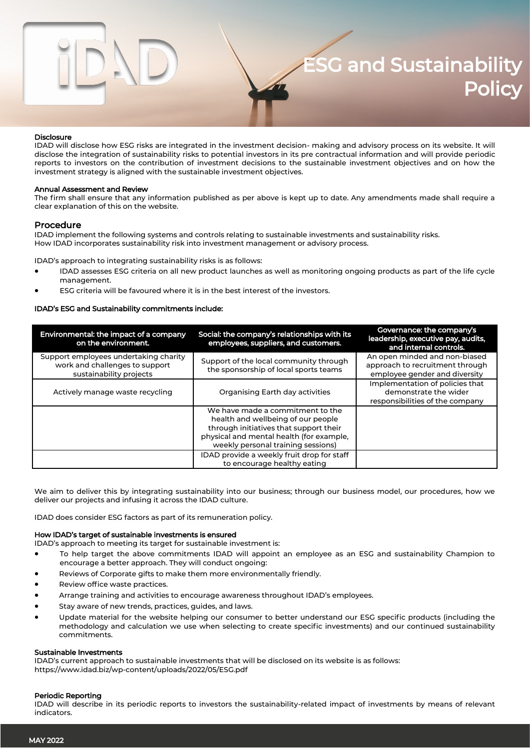# ESG and Sustainability Policy

**Disclosure**
IDAD will disclose how ESG risks are integrated in the investment decision- making and advisory process on its website. It will disclose the integration of sustainability risks to potential investors in its pre contractual information and will provide periodic reports to investors on the contribution of investment decisions to the sustainable investment objectives and on how the investment strategy is aligned with the sustainable investment objectives.

**Annual Assessment and Review**
The firm shall ensure that any information published as per above is kept up to date. Any amendments made shall require a clear explanation of this on the website.

## Procedure

IDAD implement the following systems and controls relating to sustainable investments and sustainability risks.
How IDAD incorporates sustainability risk into investment management or advisory process.

IDAD's approach to integrating sustainability risks is as follows:

- IDAD assesses ESG criteria on all new product launches as well as monitoring ongoing products as part of the life cycle management.
- ESG criteria will be favoured where it is in the best interest of the investors.

**IDAD's ESG and Sustainability commitments include:**

| Environmental: the impact of a company on the environment. | Social: the company's relationships with its employees, suppliers, and customers. | Governance: the company's leadership, executive pay, audits, and internal controls. |
|---|---|---|
| Support employees undertaking charity work and challenges to support sustainability projects | Support of the local community through the sponsorship of local sports teams | An open minded and non-biased approach to recruitment through employee gender and diversity |
| Actively manage waste recycling | Organising Earth day activities | Implementation of policies that demonstrate the wider responsibilities of the company |
| | We have made a commitment to the health and wellbeing of our people through initiatives that support their physical and mental health (for example, weekly personal training sessions) | |
| | IDAD provide a weekly fruit drop for staff to encourage healthy eating | |

We aim to deliver this by integrating sustainability into our business; through our business model, our procedures, how we deliver our projects and infusing it across the IDAD culture.

IDAD does consider ESG factors as part of its remuneration policy.

**How IDAD's target of sustainable investments is ensured**
IDAD's approach to meeting its target for sustainable investment is:

- To help target the above commitments IDAD will appoint an employee as an ESG and sustainability Champion to encourage a better approach. They will conduct ongoing:
- Reviews of Corporate gifts to make them more environmentally friendly.
- Review office waste practices.
- Arrange training and activities to encourage awareness throughout IDAD's employees.
- Stay aware of new trends, practices, guides, and laws.
- Update material for the website helping our consumer to better understand our ESG specific products (including the methodology and calculation we use when selecting to create specific investments) and our continued sustainability commitments.

**Sustainable Investments**
IDAD's current approach to sustainable investments that will be disclosed on its website is as follows:
https://www.idad.biz/wp-content/uploads/2022/05/ESG.pdf

**Periodic Reporting**
IDAD will describe in its periodic reports to investors the sustainability-related impact of investments by means of relevant indicators.

MAY 2022